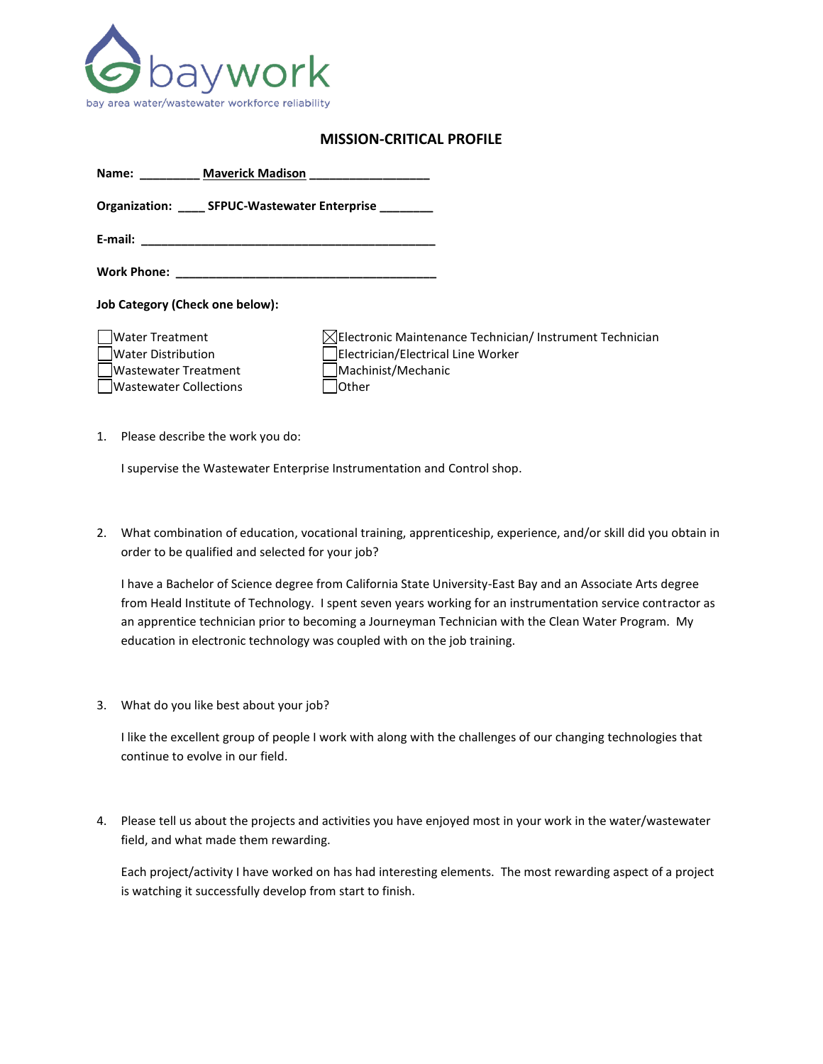baywork

bay area water/wastewater workforce reliability

## MISSION-CRITICAL PROFILE

**Name:** Maverick Madison

**Organization:** SFPUC-Wastewater Enterprise

**E-mail:** ____________________

**Work Phone:** ____________________

**Job Category (Check one below):**

- [ ] Water Treatment
- [ ] Water Distribution
- [ ] Wastewater Treatment
- [ ] Wastewater Collections
- [x] Electronic Maintenance Technician/ Instrument Technician
- [ ] Electrician/Electrical Line Worker
- [ ] Machinist/Mechanic
- [ ] Other

1. Please describe the work you do:

   I supervise the Wastewater Enterprise Instrumentation and Control shop.

2. What combination of education, vocational training, apprenticeship, experience, and/or skill did you obtain in order to be qualified and selected for your job?

   I have a Bachelor of Science degree from California State University-East Bay and an Associate Arts degree from Heald Institute of Technology. I spent seven years working for an instrumentation service contractor as an apprentice technician prior to becoming a Journeyman Technician with the Clean Water Program. My education in electronic technology was coupled with on the job training.

3. What do you like best about your job?

   I like the excellent group of people I work with along with the challenges of our changing technologies that continue to evolve in our field.

4. Please tell us about the projects and activities you have enjoyed most in your work in the water/wastewater field, and what made them rewarding.

   Each project/activity I have worked on has had interesting elements. The most rewarding aspect of a project is watching it successfully develop from start to finish.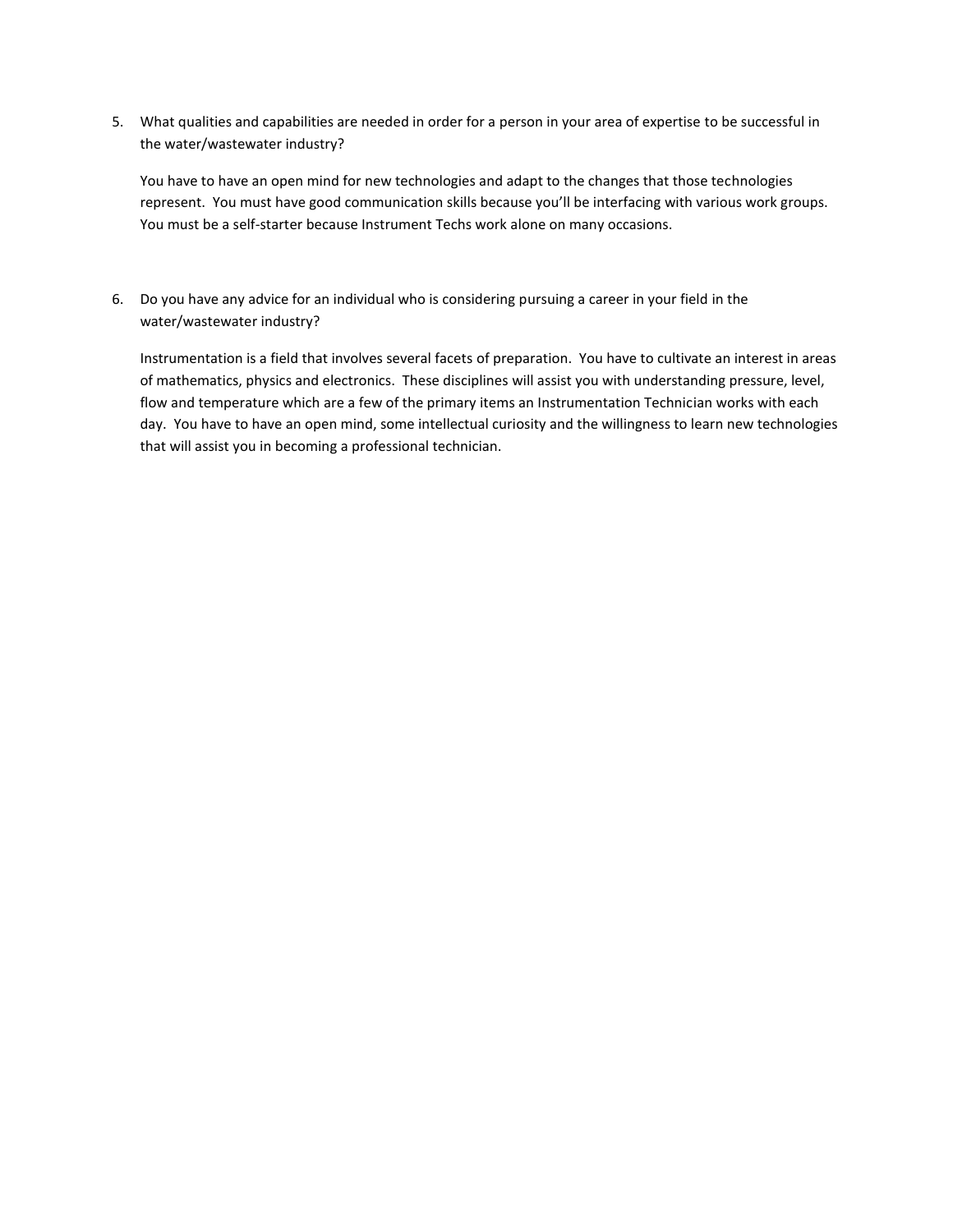5. What qualities and capabilities are needed in order for a person in your area of expertise to be successful in the water/wastewater industry?

   You have to have an open mind for new technologies and adapt to the changes that those technologies represent. You must have good communication skills because you'll be interfacing with various work groups. You must be a self-starter because Instrument Techs work alone on many occasions.

6. Do you have any advice for an individual who is considering pursuing a career in your field in the water/wastewater industry?

   Instrumentation is a field that involves several facets of preparation. You have to cultivate an interest in areas of mathematics, physics and electronics. These disciplines will assist you with understanding pressure, level, flow and temperature which are a few of the primary items an Instrumentation Technician works with each day. You have to have an open mind, some intellectual curiosity and the willingness to learn new technologies that will assist you in becoming a professional technician.